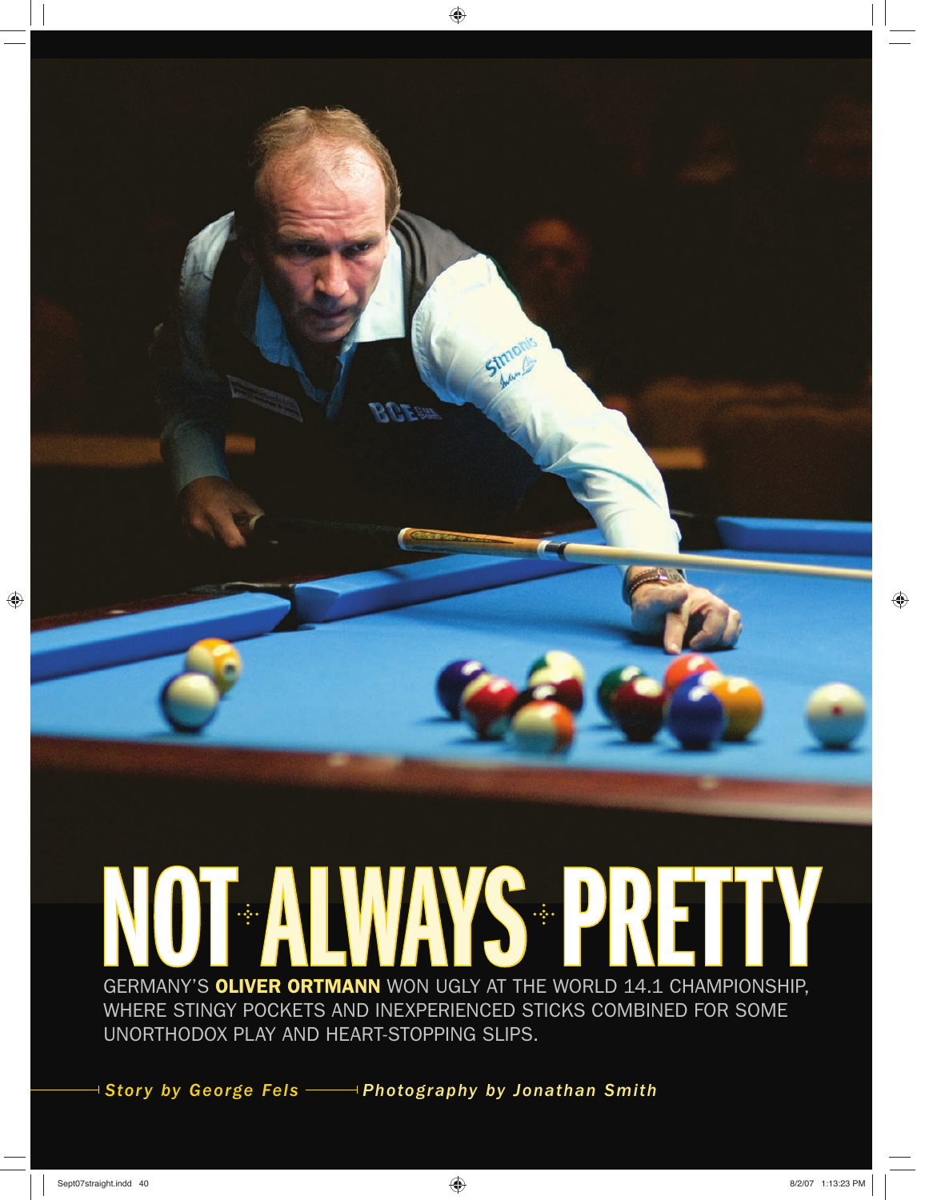# NOT ALWAYS PRETTY

GERMANY'S **OLIVER ORTMANN** WON UGLY AT THE WORLD 14.1 CHAMPIONSHIP, WHERE STINGY POCKETS AND INEXPERIENCED STICKS COMBINED FOR SOME UNORTHODOX PLAY AND HEART-STOPPING SLIPS.

***Story by George Fels*** — ***Photography by Jonathan Smith***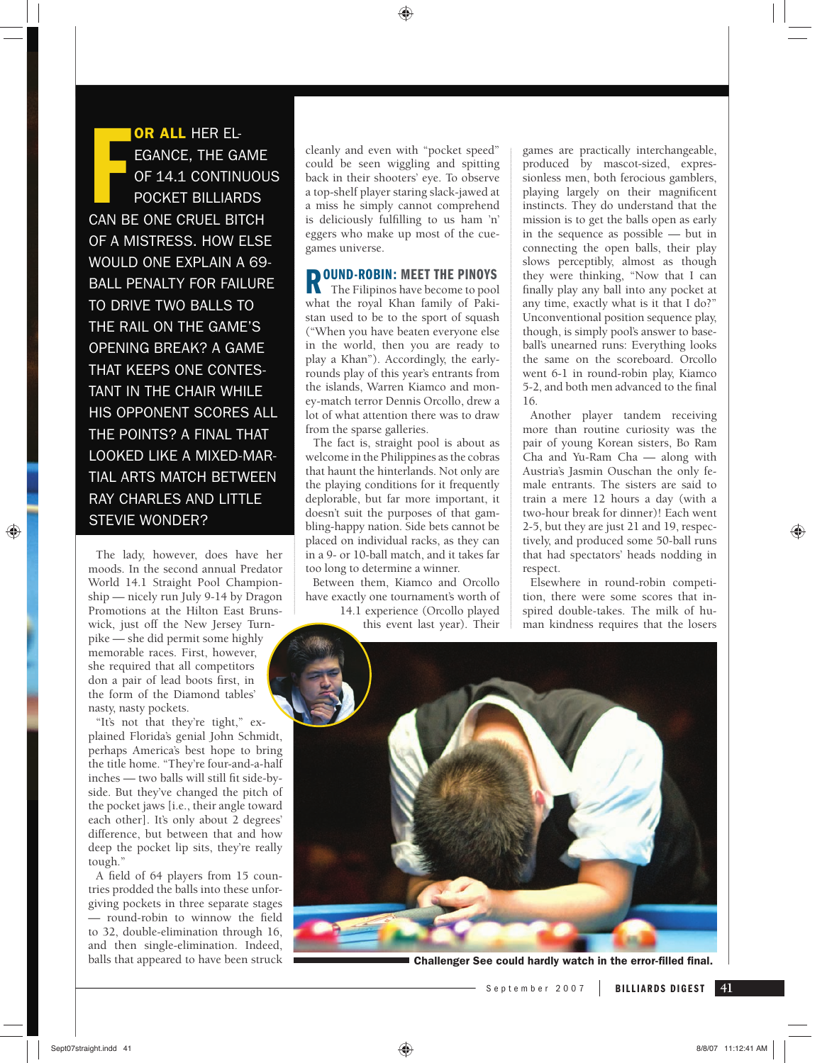**FOR ALL** HER ELEGANCE, THE GAME OF 14.1 CONTINUOUS POCKET BILLIARDS CAN BE ONE CRUEL BITCH OF A MISTRESS. HOW ELSE WOULD ONE EXPLAIN A 69-BALL PENALTY FOR FAILURE TO DRIVE TWO BALLS TO THE RAIL ON THE GAME'S OPENING BREAK? A GAME THAT KEEPS ONE CONTESTANT IN THE CHAIR WHILE HIS OPPONENT SCORES ALL THE POINTS? A FINAL THAT LOOKED LIKE A MIXED-MARTIAL ARTS MATCH BETWEEN RAY CHARLES AND LITTLE STEVIE WONDER?

The lady, however, does have her moods. In the second annual Predator World 14.1 Straight Pool Championship — nicely run July 9-14 by Dragon Promotions at the Hilton East Brunswick, just off the New Jersey Turnpike — she did permit some highly memorable races. First, however, she required that all competitors don a pair of lead boots first, in the form of the Diamond tables' nasty, nasty pockets.

"It's not that they're tight," explained Florida's genial John Schmidt, perhaps America's best hope to bring the title home. "They're four-and-a-half inches — two balls will still fit side-by-side. But they've changed the pitch of the pocket jaws [i.e., their angle toward each other]. It's only about 2 degrees' difference, but between that and how deep the pocket lip sits, they're really tough."

A field of 64 players from 15 countries prodded the balls into these unforgiving pockets in three separate stages — round-robin to winnow the field to 32, double-elimination through 16, and then single-elimination. Indeed, balls that appeared to have been struck cleanly and even with "pocket speed" could be seen wiggling and spitting back in their shooters' eye. To observe a top-shelf player staring slack-jawed at a miss he simply cannot comprehend is deliciously fulfilling to us ham 'n' eggers who make up most of the cue-games universe.

## ROUND-ROBIN: MEET THE PINOYS

The Filipinos have become to pool what the royal Khan family of Pakistan used to be to the sport of squash ("When you have beaten everyone else in the world, then you are ready to play a Khan"). Accordingly, the early-rounds play of this year's entrants from the islands, Warren Kiamco and money-match terror Dennis Orcollo, drew a lot of what attention there was to draw from the sparse galleries.

The fact is, straight pool is about as welcome in the Philippines as the cobras that haunt the hinterlands. Not only are the playing conditions for it frequently deplorable, but far more important, it doesn't suit the purposes of that gambling-happy nation. Side bets cannot be placed on individual racks, as they can in a 9- or 10-ball match, and it takes far too long to determine a winner.

Between them, Kiamco and Orcollo have exactly one tournament's worth of 14.1 experience (Orcollo played this event last year). Their games are practically interchangeable, produced by mascot-sized, expressionless men, both ferocious gamblers, playing largely on their magnificent instincts. They do understand that the mission is to get the balls open as early in the sequence as possible — but in connecting the open balls, their play slows perceptibly, almost as though they were thinking, "Now that I can finally play any ball into any pocket at any time, exactly what is it that I do?" Unconventional position sequence play, though, is simply pool's answer to baseball's unearned runs: Everything looks the same on the scoreboard. Orcollo went 6-1 in round-robin play, Kiamco 5-2, and both men advanced to the final 16.

Another player tandem receiving more than routine curiosity was the pair of young Korean sisters, Bo Ram Cha and Yu-Ram Cha — along with Austria's Jasmin Ouschan the only female entrants. The sisters are said to train a mere 12 hours a day (with a two-hour break for dinner)! Each went 2-5, but they are just 21 and 19, respectively, and produced some 50-ball runs that had spectators' heads nodding in respect.

Elsewhere in round-robin competition, there were some scores that inspired double-takes. The milk of human kindness requires that the losers

Challenger See could hardly watch in the error-filled final.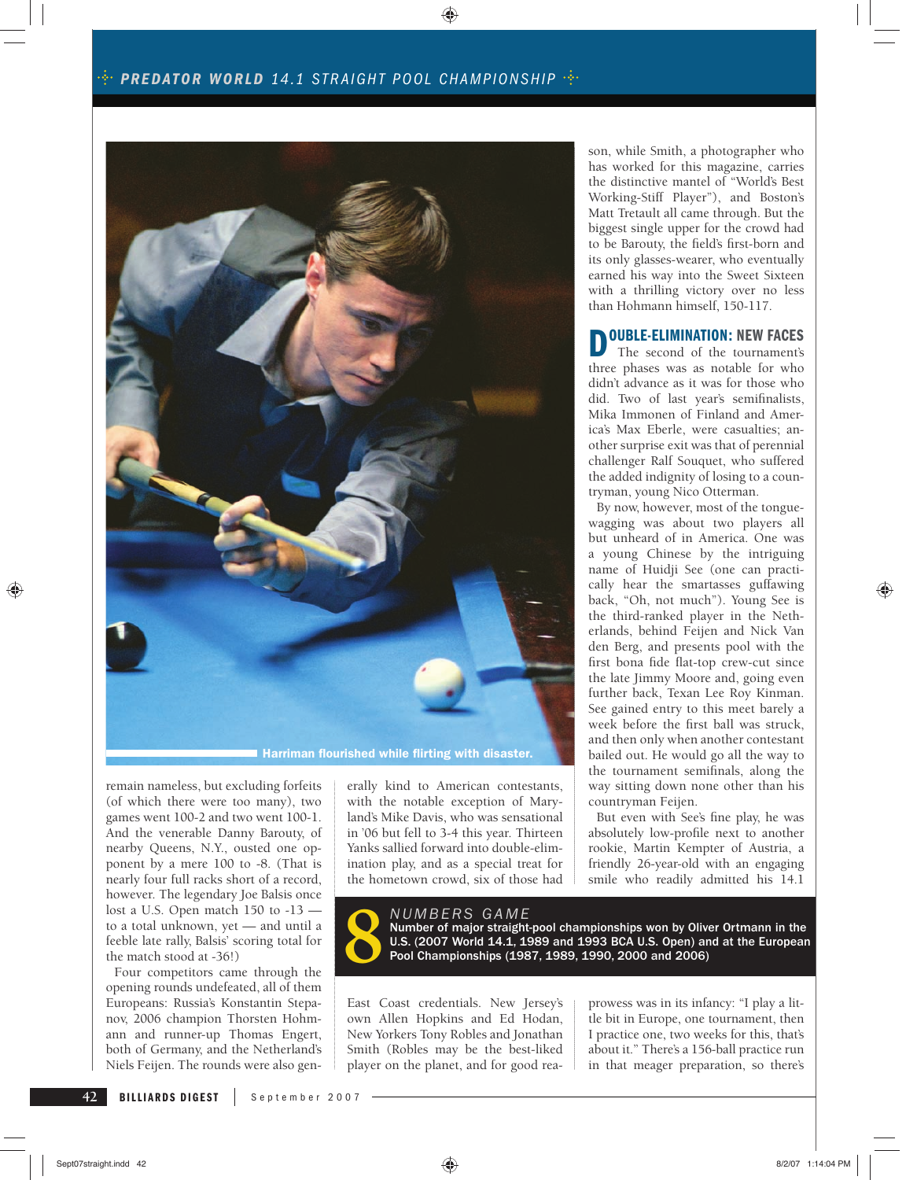Harriman flourished while flirting with disaster.

remain nameless, but excluding forfeits (of which there were too many), two games went 100-2 and two went 100-1. And the venerable Danny Barouty, of nearby Queens, N.Y., ousted one opponent by a mere 100 to -8. (That is nearly four full racks short of a record, however. The legendary Joe Balsis once lost a U.S. Open match 150 to -13 — to a total unknown, yet — and until a feeble late rally, Balsis' scoring total for the match stood at -36!)

Four competitors came through the opening rounds undefeated, all of them Europeans: Russia's Konstantin Stepanov, 2006 champion Thorsten Hohmann and runner-up Thomas Engert, both of Germany, and the Netherland's Niels Feijen. The rounds were also generally kind to American contestants, with the notable exception of Maryland's Mike Davis, who was sensational in '06 but fell to 3-4 this year. Thirteen Yanks sallied forward into double-elimination play, and as a special treat for the hometown crowd, six of those had East Coast credentials. New Jersey's own Allen Hopkins and Ed Hodan, New Yorkers Tony Robles and Jonathan Smith (Robles may be the best-liked player on the planet, and for good reason, while Smith, a photographer who has worked for this magazine, carries the distinctive mantel of "World's Best Working-Stiff Player"), and Boston's Matt Tretault all came through. But the biggest single upper for the crowd had to be Barouty, the field's first-born and its only glasses-wearer, who eventually earned his way into the Sweet Sixteen with a thrilling victory over no less than Hohmann himself, 150-117.

## DOUBLE-ELIMINATION: NEW FACES

The second of the tournament's three phases was as notable for who didn't advance as it was for those who did. Two of last year's semifinalists, Mika Immonen of Finland and America's Max Eberle, were casualties; another surprise exit was that of perennial challenger Ralf Souquet, who suffered the added indignity of losing to a countryman, young Nico Otterman.

By now, however, most of the tongue-wagging was about two players all but unheard of in America. One was a young Chinese by the intriguing name of Huidji See (one can practically hear the smartasses guffawing back, "Oh, not much"). Young See is the third-ranked player in the Netherlands, behind Feijen and Nick Van den Berg, and presents pool with the first bona fide flat-top crew-cut since the late Jimmy Moore and, going even further back, Texan Lee Roy Kinman. See gained entry to this meet barely a week before the first ball was struck, and then only when another contestant bailed out. He would go all the way to the tournament semifinals, along the way sitting down none other than his countryman Feijen.

But even with See's fine play, he was absolutely low-profile next to another rookie, Martin Kempter of Austria, a friendly 26-year-old with an engaging smile who readily admitted his 14.1 prowess was in its infancy: "I play a little bit in Europe, one tournament, then I practice one, two weeks for this, that's about it." There's a 156-ball practice run in that meager preparation, so there's

> **8** — *NUMBERS GAME*
> **Number of major straight-pool championships won by Oliver Ortmann in the U.S. (2007 World 14.1, 1989 and 1993 BCA U.S. Open) and at the European Pool Championships (1987, 1989, 1990, 2000 and 2006)**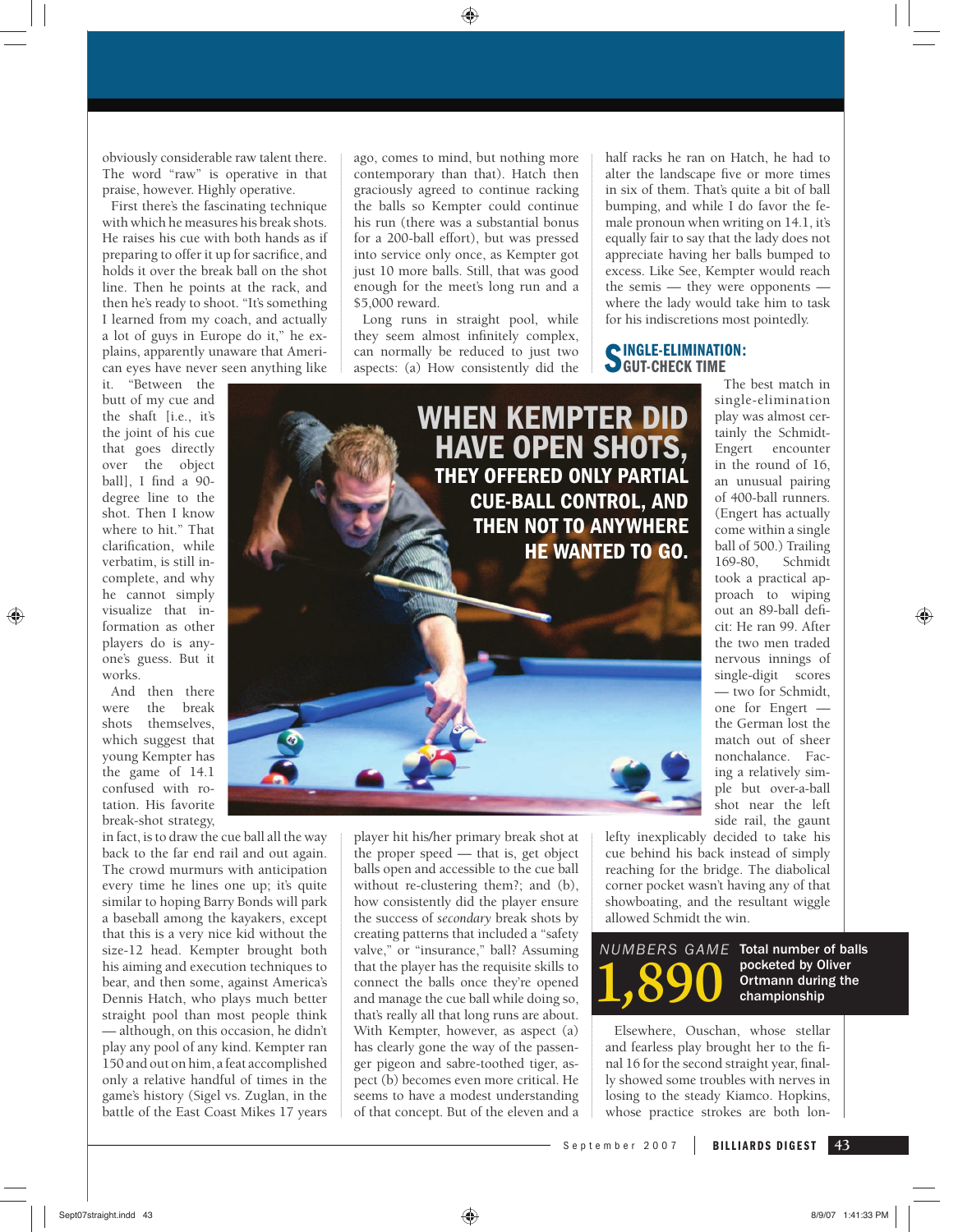obviously considerable raw talent there. The word "raw" is operative in that praise, however. Highly operative.

First there's the fascinating technique with which he measures his break shots. He raises his cue with both hands as if preparing to offer it up for sacrifice, and holds it over the break ball on the shot line. Then he points at the rack, and then he's ready to shoot. "It's something I learned from my coach, and actually a lot of guys in Europe do it," he explains, apparently unaware that American eyes have never seen anything like it. "Between the butt of my cue and the shaft [i.e., it's the joint of his cue that goes directly over the object ball], I find a 90-degree line to the shot. Then I know where to hit." That clarification, while verbatim, is still incomplete, and why he cannot simply visualize that information as other players do is anyone's guess. But it works.

And then there were the break shots themselves, which suggest that young Kempter has the game of 14.1 confused with rotation. His favorite break-shot strategy, in fact, is to draw the cue ball all the way back to the far end rail and out again. The crowd murmurs with anticipation every time he lines one up; it's quite similar to hoping Barry Bonds will park a baseball among the kayakers, except that this is a very nice kid without the size-12 head. Kempter brought both his aiming and execution techniques to bear, and then some, against America's Dennis Hatch, who plays much better straight pool than most people think — although, on this occasion, he didn't play any pool of any kind. Kempter ran 150 and out on him, a feat accomplished only a relative handful of times in the game's history (Sigel vs. Zuglan, in the battle of the East Coast Mikes 17 years ago, comes to mind, but nothing more contemporary than that). Hatch then graciously agreed to continue racking the balls so Kempter could continue his run (there was a substantial bonus for a 200-ball effort), but was pressed into service only once, as Kempter got just 10 more balls. Still, that was good enough for the meet's long run and a $5,000 reward.

Long runs in straight pool, while they seem almost infinitely complex, can normally be reduced to just two aspects: (a) How consistently did the player hit his/her primary break shot at the proper speed — that is, get object balls open and accessible to the cue ball without re-clustering them?; and (b), how consistently did the player ensure the success of *secondary* break shots by creating patterns that included a "safety valve," or "insurance," ball? Assuming that the player has the requisite skills to connect the balls once they're opened and manage the cue ball while doing so, that's really all that long runs are about. With Kempter, however, as aspect (a) has clearly gone the way of the passenger pigeon and sabre-toothed tiger, aspect (b) becomes even more critical. He seems to have a modest understanding of that concept. But of the eleven and a half racks he ran on Hatch, he had to alter the landscape five or more times in six of them. That's quite a bit of ball bumping, and while I do favor the female pronoun when writing on 14.1, it's equally fair to say that the lady does not appreciate having her balls bumped to excess. Like See, Kempter would reach the semis — they were opponents — where the lady would take him to task for his indiscretions most pointedly.

**WHEN KEMPTER DID HAVE OPEN SHOTS, THEY OFFERED ONLY PARTIAL CUE-BALL CONTROL, AND THEN NOT TO ANYWHERE HE WANTED TO GO.**

## SINGLE-ELIMINATION: GUT-CHECK TIME

The best match in single-elimination play was almost certainly the Schmidt-Engert encounter in the round of 16, an unusual pairing of 400-ball runners. (Engert has actually come within a single ball of 500.) Trailing 169-80, Schmidt took a practical approach to wiping out an 89-ball deficit: He ran 99. After the two men traded nervous innings of single-digit scores — two for Schmidt, one for Engert — the German lost the match out of sheer nonchalance. Facing a relatively simple but over-a-ball shot near the left side rail, the gaunt lefty inexplicably decided to take his cue behind his back instead of simply reaching for the bridge. The diabolical corner pocket wasn't having any of that showboating, and the resultant wiggle allowed Schmidt the win.

**NUMBERS GAME**
**1,890** Total number of balls pocketed by Oliver Ortmann during the championship

Elsewhere, Ouschan, whose stellar and fearless play brought her to the final 16 for the second straight year, finally showed some troubles with nerves in losing to the steady Kiamco. Hopkins, whose practice strokes are both lon-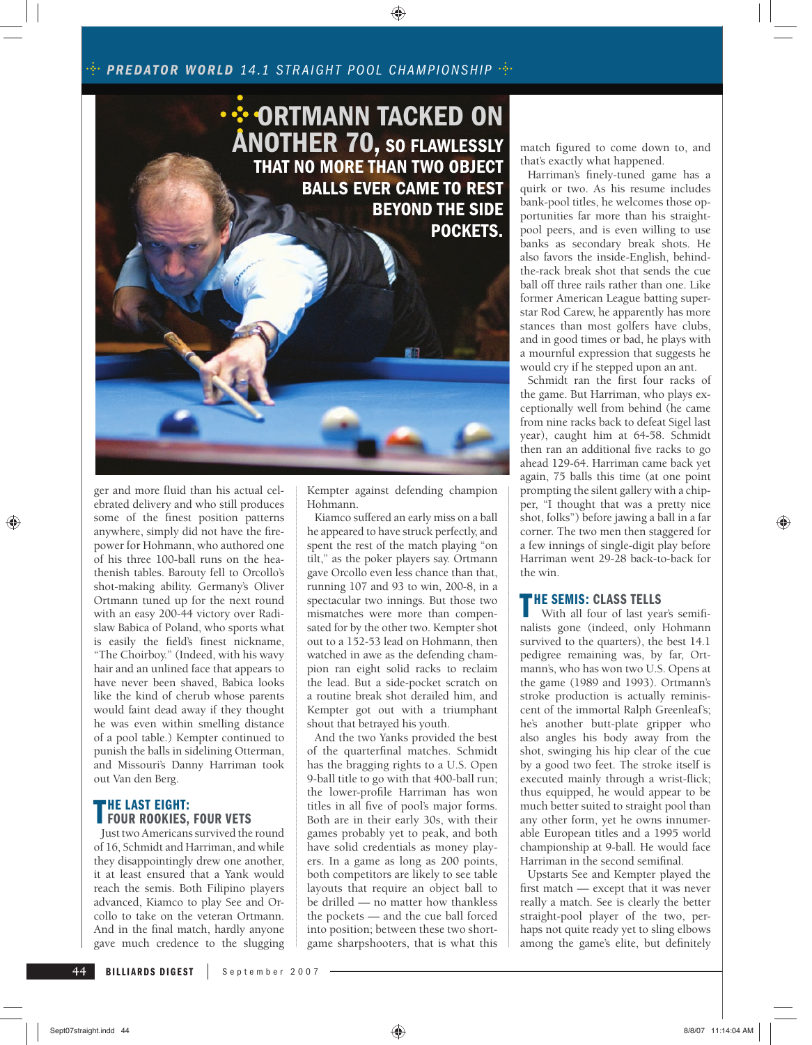**ORTMANN TACKED ON ANOTHER 70, SO FLAWLESSLY THAT NO MORE THAN TWO OBJECT BALLS EVER CAME TO REST BEYOND THE SIDE POCKETS.**

ger and more fluid than his actual celebrated delivery and who still produces some of the finest position patterns anywhere, simply did not have the firepower for Hohmann, who authored one of his three 100-ball runs on the heathenish tables. Barouty fell to Orcollo's shot-making ability. Germany's Oliver Ortmann tuned up for the next round with an easy 200-44 victory over Radislaw Babica of Poland, who sports what is easily the field's finest nickname, "The Choirboy." (Indeed, with his wavy hair and an unlined face that appears to have never been shaved, Babica looks like the kind of cherub whose parents would faint dead away if they thought he was even within smelling distance of a pool table.) Kempter continued to punish the balls in sidelining Otterman, and Missouri's Danny Harriman took out Van den Berg.

## THE LAST EIGHT: FOUR ROOKIES, FOUR VETS

Just two Americans survived the round of 16, Schmidt and Harriman, and while they disappointingly drew one another, it at least ensured that a Yank would reach the semis. Both Filipino players advanced, Kiamco to play See and Orcollo to take on the veteran Ortmann. And in the final match, hardly anyone gave much credence to the slugging Kempter against defending champion Hohmann.

Kiamco suffered an early miss on a ball he appeared to have struck perfectly, and spent the rest of the match playing "on tilt," as the poker players say. Ortmann gave Orcollo even less chance than that, running 107 and 93 to win, 200-8, in a spectacular two innings. But those two mismatches were more than compensated for by the other two. Kempter shot out to a 152-53 lead on Hohmann, then watched in awe as the defending champion ran eight solid racks to reclaim the lead. But a side-pocket scratch on a routine break shot derailed him, and Kempter got out with a triumphant shout that betrayed his youth.

And the two Yanks provided the best of the quarterfinal matches. Schmidt has the bragging rights to a U.S. Open 9-ball title to go with that 400-ball run; the lower-profile Harriman has won titles in all five of pool's major forms. Both are in their early 30s, with their games probably yet to peak, and both have solid credentials as money players. In a game as long as 200 points, both competitors are likely to see table layouts that require an object ball to be drilled — no matter how thankless the pockets — and the cue ball forced into position; between these two short-game sharpshooters, that is what this match figured to come down to, and that's exactly what happened.

Harriman's finely-tuned game has a quirk or two. As his resume includes bank-pool titles, he welcomes those opportunities far more than his straight-pool peers, and is even willing to use banks as secondary break shots. He also favors the inside-English, behind-the-rack break shot that sends the cue ball off three rails rather than one. Like former American League batting superstar Rod Carew, he apparently has more stances than most golfers have clubs, and in good times or bad, he plays with a mournful expression that suggests he would cry if he stepped upon an ant.

Schmidt ran the first four racks of the game. But Harriman, who plays exceptionally well from behind (he came from nine racks back to defeat Sigel last year), caught him at 64-58. Schmidt then ran an additional five racks to go ahead 129-64. Harriman came back yet again, 75 balls this time (at one point prompting the silent gallery with a chipper, "I thought that was a pretty nice shot, folks") before jawing a ball in a far corner. The two men then staggered for a few innings of single-digit play before Harriman went 29-28 back-to-back for the win.

## THE SEMIS: CLASS TELLS

With all four of last year's semifinalists gone (indeed, only Hohmann survived to the quarters), the best 14.1 pedigree remaining was, by far, Ortmann's, who has won two U.S. Opens at the game (1989 and 1993). Ortmann's stroke production is actually reminiscent of the immortal Ralph Greenleaf's; he's another butt-plate gripper who also angles his body away from the shot, swinging his hip clear of the cue by a good two feet. The stroke itself is executed mainly through a wrist-flick; thus equipped, he would appear to be much better suited to straight pool than any other form, yet he owns innumerable European titles and a 1995 world championship at 9-ball. He would face Harriman in the second semifinal.

Upstarts See and Kempter played the first match — except that it was never really a match. See is clearly the better straight-pool player of the two, perhaps not quite ready yet to sling elbows among the game's elite, but definitely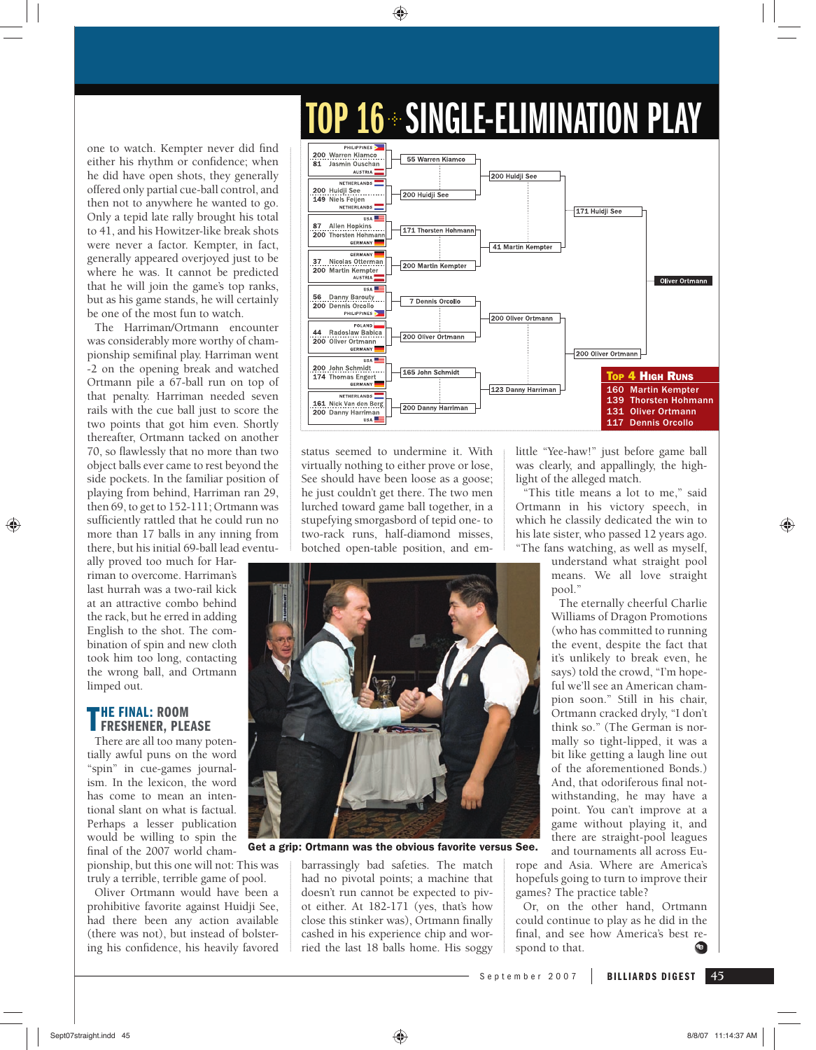one to watch. Kempter never did find either his rhythm or confidence; when he did have open shots, they generally offered only partial cue-ball control, and then not to anywhere he wanted to go. Only a tepid late rally brought his total to 41, and his Howitzer-like break shots were never a factor. Kempter, in fact, generally appeared overjoyed just to be where he was. It cannot be predicted that he will join the game's top ranks, but as his game stands, he will certainly be one of the most fun to watch.

The Harriman/Ortmann encounter was considerably more worthy of championship semifinal play. Harriman went -2 on the opening break and watched Ortmann pile a 67-ball run on top of that penalty. Harriman needed seven rails with the cue ball just to score the two points that got him even. Shortly thereafter, Ortmann tacked on another 70, so flawlessly that no more than two object balls ever came to rest beyond the side pockets. In the familiar position of playing from behind, Harriman ran 29, then 69, to get to 152-111; Ortmann was sufficiently rattled that he could run no more than 17 balls in any inning from there, but his initial 69-ball lead eventually proved too much for Harriman to overcome. Harriman's last hurrah was a two-rail kick at an attractive combo behind the rack, but he erred in adding English to the shot. The combination of spin and new cloth took him too long, contacting the wrong ball, and Ortmann limped out.

## THE FINAL: ROOM FRESHENER, PLEASE

There are all too many potentially awful puns on the word "spin" in cue-games journalism. In the lexicon, the word has come to mean an intentional slant on what is factual. Perhaps a lesser publication would be willing to spin the final of the 2007 world championship, but this one will not: This was truly a terrible, terrible game of pool.

Oliver Ortmann would have been a prohibitive favorite against Huidji See, had there been any action available (there was not), but instead of bolstering his confidence, his heavily favored status seemed to undermine it. With virtually nothing to either prove or lose, See should have been loose as a goose; he just couldn't get there. The two men lurched toward game ball together, in a stupefying smorgasbord of tepid one- to two-rack runs, half-diamond misses, botched open-table position, and embarrassingly bad safeties. The match had no pivotal points; a machine that doesn't run cannot be expected to pivot either. At 182-171 (yes, that's how close this stinker was), Ortmann finally cashed in his experience chip and worried the last 18 balls home. His soggy little "Yee-haw!" just before game ball was clearly, and appallingly, the highlight of the alleged match.

"This title means a lot to me," said Ortmann in his victory speech, in which he classily dedicated the win to his late sister, who passed 12 years ago. "The fans watching, as well as myself, understand what straight pool means. We all love straight pool."

The eternally cheerful Charlie Williams of Dragon Promotions (who has committed to running the event, despite the fact that it's unlikely to break even, he says) told the crowd, "I'm hopeful we'll see an American champion soon." Still in his chair, Ortmann cracked dryly, "I don't think so." (The German is normally so tight-lipped, it was a bit like getting a laugh line out of the aforementioned Bonds.) And, that odoriferous final notwithstanding, he may have a point. You can't improve at a game without playing it, and there are straight-pool leagues and tournaments all across Europe and Asia. Where are America's hopefuls going to turn to improve their games? The practice table?

Or, on the other hand, Ortmann could continue to play as he did in the final, and see how America's best respond to that.

**Get a grip: Ortmann was the obvious favorite versus See.**

## TOP 16 SINGLE-ELIMINATION PLAY

Round 1:
- 200 Warren Kiamco (PHILIPPINES) vs. 81 Jasmin Ouschan (AUSTRIA)
- 200 Huidji See (NETHERLANDS) vs. 149 Niels Feijen (NETHERLANDS)
- 87 Allen Hopkins (USA) vs. 200 Thorsten Hohmann (GERMANY)
- 37 Nicolas Otterman (GERMANY) vs. 200 Martin Kempter (AUSTRIA)
- 56 Danny Barouty (USA) vs. 200 Dennis Orcollo (PHILIPPINES)
- 44 Radoslaw Babica (POLAND) vs. 200 Oliver Ortmann (GERMANY)
- 200 John Schmidt (USA) vs. 174 Thomas Engert (GERMANY)
- 161 Nick Van den Berg (NETHERLANDS) vs. 200 Danny Harriman (USA)

Quarterfinals:
- 55 Warren Kiamco vs. 200 Huidji See
- 171 Thorsten Hohmann vs. 200 Martin Kempter
- 7 Dennis Orcollo vs. 200 Oliver Ortmann
- 165 John Schmidt vs. 200 Danny Harriman

Semifinals:
- 200 Huidji See vs. 41 Martin Kempter
- 200 Oliver Ortmann vs. 123 Danny Harriman

Final:
- 171 Huidji See vs. 200 Oliver Ortmann

Champion: Oliver Ortmann

### TOP 4 HIGH RUNS

| | |
|---|---|
| 160 | Martin Kempter |
| 139 | Thorsten Hohmann |
| 131 | Oliver Ortmann |
| 117 | Dennis Orcollo |